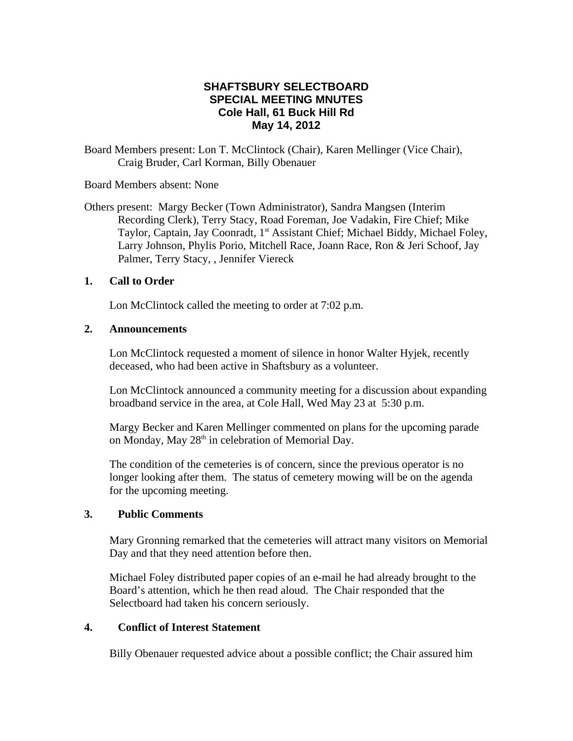# SHAFTSBURY SELECTBOARD
## SPECIAL MEETING MNUTES
## Cole Hall, 61 Buck Hill Rd
## May 14, 2012

Board Members present: Lon T. McClintock (Chair), Karen Mellinger (Vice Chair), Craig Bruder, Carl Korman, Billy Obenauer

Board Members absent: None

Others present: Margy Becker (Town Administrator), Sandra Mangsen (Interim Recording Clerk), Terry Stacy, Road Foreman, Joe Vadakin, Fire Chief; Mike Taylor, Captain, Jay Coonradt, 1st Assistant Chief; Michael Biddy, Michael Foley, Larry Johnson, Phylis Porio, Mitchell Race, Joann Race, Ron & Jeri Schoof, Jay Palmer, Terry Stacy, , Jennifer Viereck

**1. Call to Order**

Lon McClintock called the meeting to order at 7:02 p.m.

**2. Announcements**

Lon McClintock requested a moment of silence in honor Walter Hyjek, recently deceased, who had been active in Shaftsbury as a volunteer.

Lon McClintock announced a community meeting for a discussion about expanding broadband service in the area, at Cole Hall, Wed May 23 at 5:30 p.m.

Margy Becker and Karen Mellinger commented on plans for the upcoming parade on Monday, May 28th in celebration of Memorial Day.

The condition of the cemeteries is of concern, since the previous operator is no longer looking after them. The status of cemetery mowing will be on the agenda for the upcoming meeting.

**3. Public Comments**

Mary Gronning remarked that the cemeteries will attract many visitors on Memorial Day and that they need attention before then.

Michael Foley distributed paper copies of an e-mail he had already brought to the Board's attention, which he then read aloud. The Chair responded that the Selectboard had taken his concern seriously.

**4. Conflict of Interest Statement**

Billy Obenauer requested advice about a possible conflict; the Chair assured him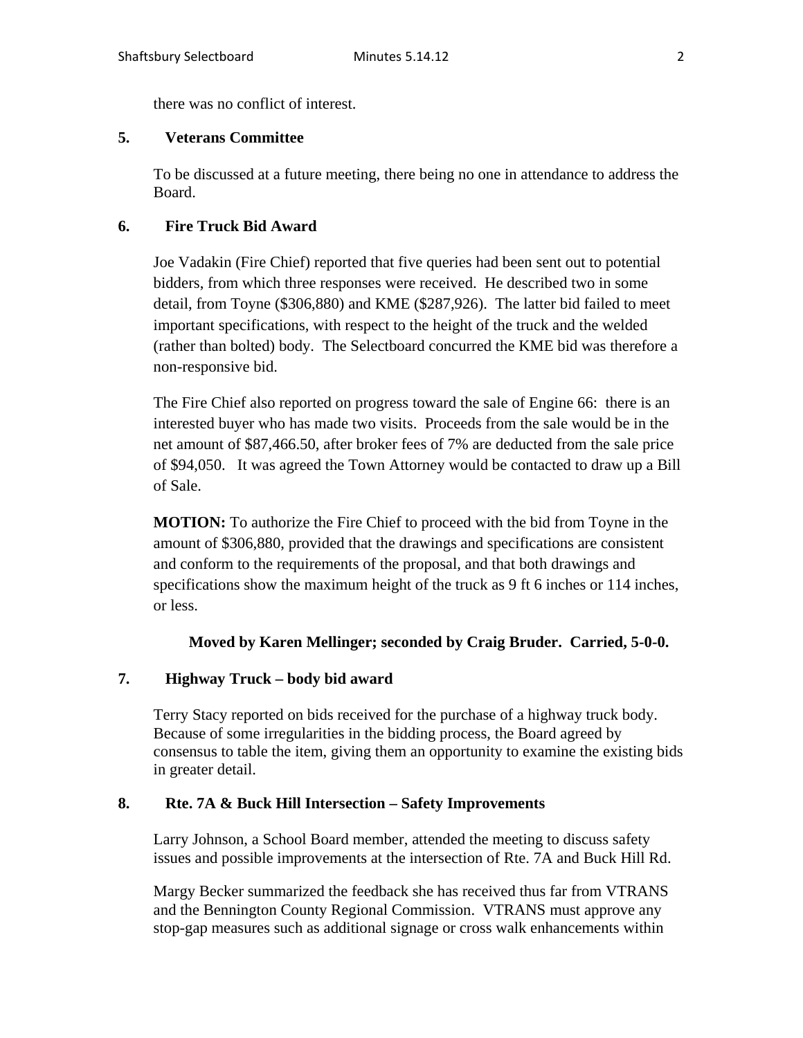there was no conflict of interest.

**5. Veterans Committee**

To be discussed at a future meeting, there being no one in attendance to address the Board.

**6. Fire Truck Bid Award**

Joe Vadakin (Fire Chief) reported that five queries had been sent out to potential bidders, from which three responses were received. He described two in some detail, from Toyne ($306,880) and KME ($287,926). The latter bid failed to meet important specifications, with respect to the height of the truck and the welded (rather than bolted) body. The Selectboard concurred the KME bid was therefore a non-responsive bid.

The Fire Chief also reported on progress toward the sale of Engine 66: there is an interested buyer who has made two visits. Proceeds from the sale would be in the net amount of $87,466.50, after broker fees of 7% are deducted from the sale price of $94,050. It was agreed the Town Attorney would be contacted to draw up a Bill of Sale.

**MOTION:** To authorize the Fire Chief to proceed with the bid from Toyne in the amount of $306,880, provided that the drawings and specifications are consistent and conform to the requirements of the proposal, and that both drawings and specifications show the maximum height of the truck as 9 ft 6 inches or 114 inches, or less.

**Moved by Karen Mellinger; seconded by Craig Bruder. Carried, 5-0-0.**

**7. Highway Truck – body bid award**

Terry Stacy reported on bids received for the purchase of a highway truck body. Because of some irregularities in the bidding process, the Board agreed by consensus to table the item, giving them an opportunity to examine the existing bids in greater detail.

**8. Rte. 7A & Buck Hill Intersection – Safety Improvements**

Larry Johnson, a School Board member, attended the meeting to discuss safety issues and possible improvements at the intersection of Rte. 7A and Buck Hill Rd.

Margy Becker summarized the feedback she has received thus far from VTRANS and the Bennington County Regional Commission. VTRANS must approve any stop-gap measures such as additional signage or cross walk enhancements within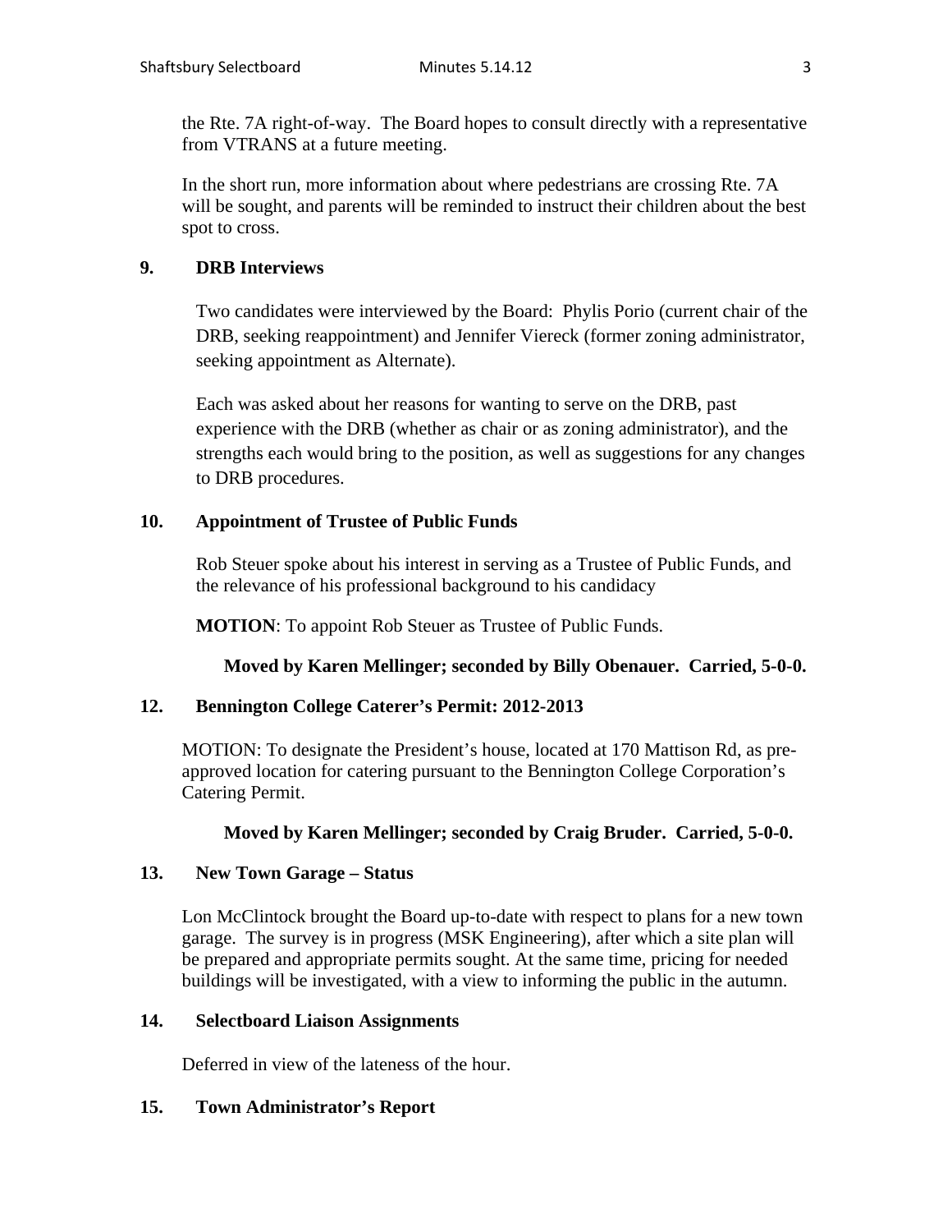the Rte. 7A right-of-way. The Board hopes to consult directly with a representative from VTRANS at a future meeting.

In the short run, more information about where pedestrians are crossing Rte. 7A will be sought, and parents will be reminded to instruct their children about the best spot to cross.

## 9. DRB Interviews

Two candidates were interviewed by the Board: Phylis Porio (current chair of the DRB, seeking reappointment) and Jennifer Viereck (former zoning administrator, seeking appointment as Alternate).

Each was asked about her reasons for wanting to serve on the DRB, past experience with the DRB (whether as chair or as zoning administrator), and the strengths each would bring to the position, as well as suggestions for any changes to DRB procedures.

## 10. Appointment of Trustee of Public Funds

Rob Steuer spoke about his interest in serving as a Trustee of Public Funds, and the relevance of his professional background to his candidacy

**MOTION**: To appoint Rob Steuer as Trustee of Public Funds.

**Moved by Karen Mellinger; seconded by Billy Obenauer. Carried, 5-0-0.**

## 12. Bennington College Caterer's Permit: 2012-2013

MOTION: To designate the President's house, located at 170 Mattison Rd, as pre-approved location for catering pursuant to the Bennington College Corporation's Catering Permit.

**Moved by Karen Mellinger; seconded by Craig Bruder. Carried, 5-0-0.**

## 13. New Town Garage – Status

Lon McClintock brought the Board up-to-date with respect to plans for a new town garage. The survey is in progress (MSK Engineering), after which a site plan will be prepared and appropriate permits sought. At the same time, pricing for needed buildings will be investigated, with a view to informing the public in the autumn.

## 14. Selectboard Liaison Assignments

Deferred in view of the lateness of the hour.

## 15. Town Administrator's Report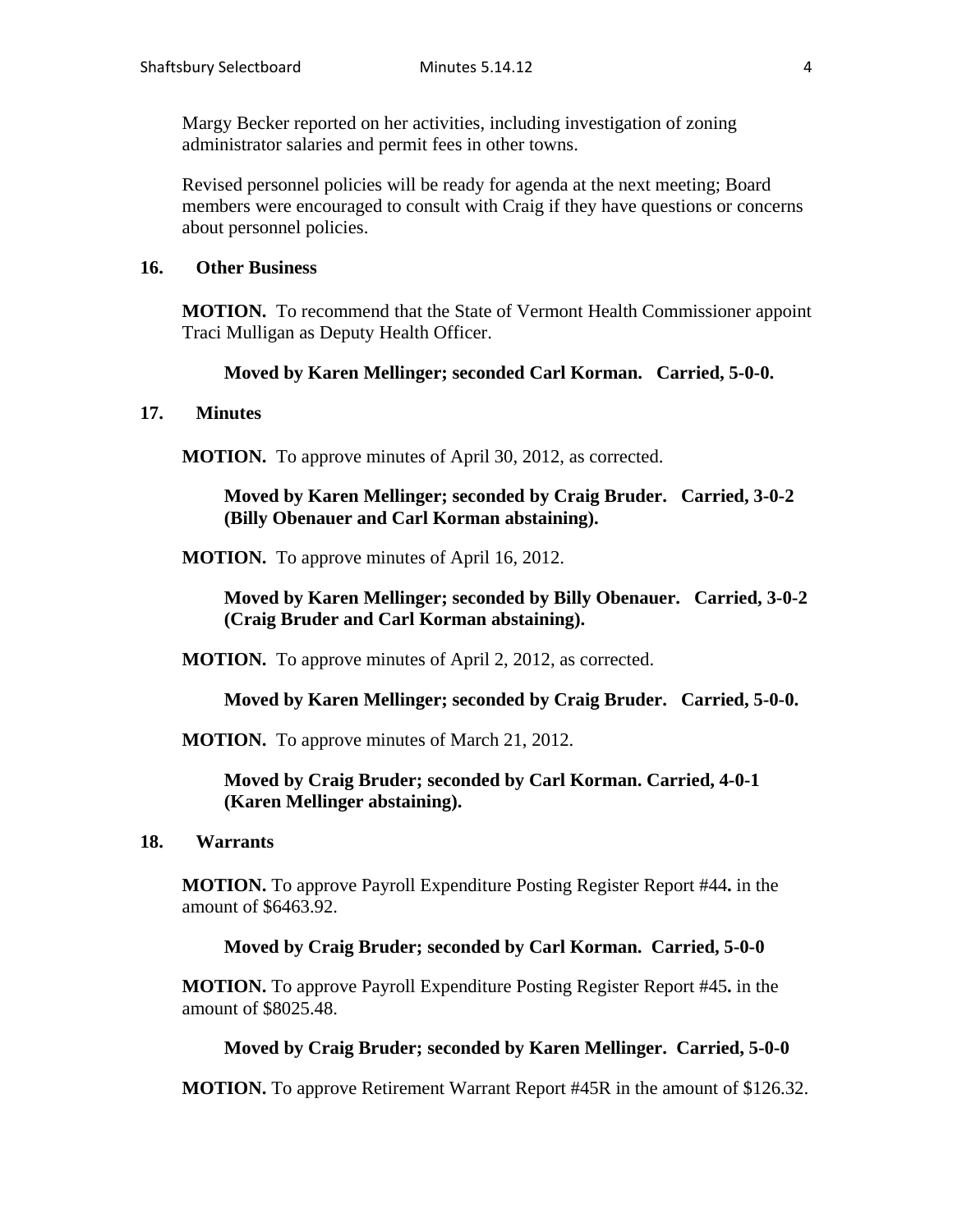Margy Becker reported on her activities, including investigation of zoning administrator salaries and permit fees in other towns.

Revised personnel policies will be ready for agenda at the next meeting; Board members were encouraged to consult with Craig if they have questions or concerns about personnel policies.

## 16. Other Business

**MOTION.** To recommend that the State of Vermont Health Commissioner appoint Traci Mulligan as Deputy Health Officer.

> **Moved by Karen Mellinger; seconded Carl Korman. Carried, 5-0-0.**

## 17. Minutes

**MOTION.** To approve minutes of April 30, 2012, as corrected.

> **Moved by Karen Mellinger; seconded by Craig Bruder. Carried, 3-0-2 (Billy Obenauer and Carl Korman abstaining).**

**MOTION.** To approve minutes of April 16, 2012.

> **Moved by Karen Mellinger; seconded by Billy Obenauer. Carried, 3-0-2 (Craig Bruder and Carl Korman abstaining).**

**MOTION.** To approve minutes of April 2, 2012, as corrected.

> **Moved by Karen Mellinger; seconded by Craig Bruder. Carried, 5-0-0.**

**MOTION.** To approve minutes of March 21, 2012.

> **Moved by Craig Bruder; seconded by Carl Korman. Carried, 4-0-1 (Karen Mellinger abstaining).**

## 18. Warrants

**MOTION.** To approve Payroll Expenditure Posting Register Report #44**.** in the amount of $6463.92.

> **Moved by Craig Bruder; seconded by Carl Korman. Carried, 5-0-0**

**MOTION.** To approve Payroll Expenditure Posting Register Report #45**.** in the amount of $8025.48.

> **Moved by Craig Bruder; seconded by Karen Mellinger. Carried, 5-0-0**

**MOTION.** To approve Retirement Warrant Report #45R in the amount of $126.32.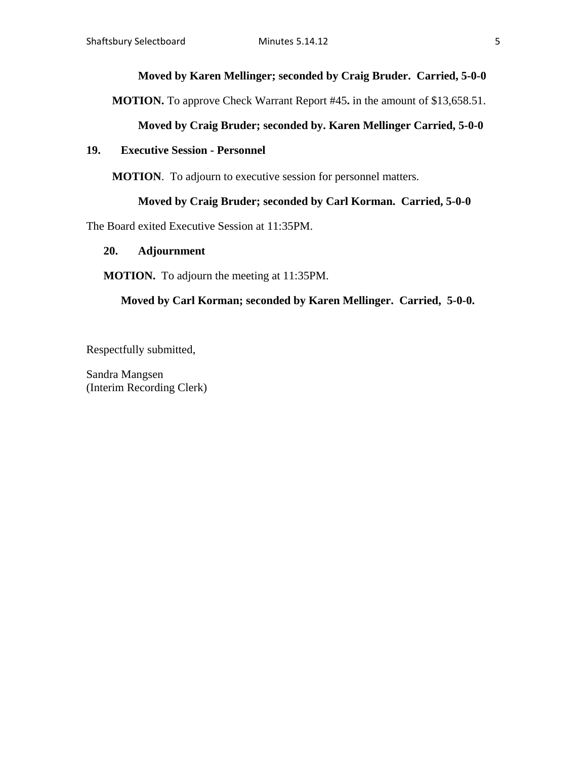**Moved by Karen Mellinger; seconded by Craig Bruder. Carried, 5-0-0**

**MOTION.** To approve Check Warrant Report #45**.** in the amount of $13,658.51.

**Moved by Craig Bruder; seconded by. Karen Mellinger Carried, 5-0-0**

**19. Executive Session - Personnel**

**MOTION**. To adjourn to executive session for personnel matters.

**Moved by Craig Bruder; seconded by Carl Korman. Carried, 5-0-0**

The Board exited Executive Session at 11:35PM.

**20. Adjournment**

**MOTION.** To adjourn the meeting at 11:35PM.

**Moved by Carl Korman; seconded by Karen Mellinger. Carried, 5-0-0.**

Respectfully submitted,

Sandra Mangsen
(Interim Recording Clerk)